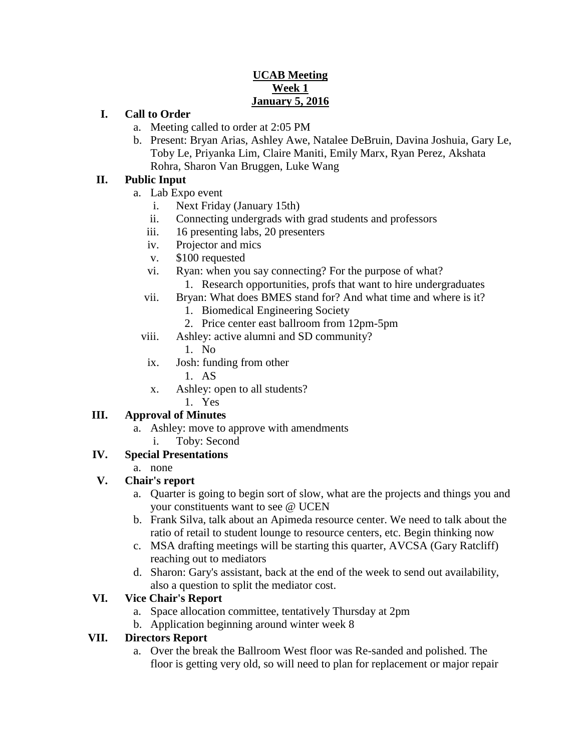**UCAB Meeting**
**Week 1**
**January 5, 2016**

**I. Call to Order**

a. Meeting called to order at 2:05 PM

b. Present: Bryan Arias, Ashley Awe, Natalee DeBruin, Davina Joshuia, Gary Le, Toby Le, Priyanka Lim, Claire Maniti, Emily Marx, Ryan Perez, Akshata Rohra, Sharon Van Bruggen, Luke Wang

**II. Public Input**

a. Lab Expo event
   - i. Next Friday (January 15th)
   - ii. Connecting undergrads with grad students and professors
   - iii. 16 presenting labs, 20 presenters
   - iv. Projector and mics
   - v. $100 requested
   - vi. Ryan: when you say connecting? For the purpose of what?
     1. Research opportunities, profs that want to hire undergraduates
   - vii. Bryan: What does BMES stand for? And what time and where is it?
     1. Biomedical Engineering Society
     2. Price center east ballroom from 12pm-5pm
   - viii. Ashley: active alumni and SD community?
     1. No
   - ix. Josh: funding from other
     1. AS
   - x. Ashley: open to all students?
     1. Yes

**III. Approval of Minutes**

a. Ashley: move to approve with amendments
   - i. Toby: Second

**IV. Special Presentations**

a. none

**V. Chair's report**

a. Quarter is going to begin sort of slow, what are the projects and things you and your constituents want to see @ UCEN

b. Frank Silva, talk about an Apimeda resource center. We need to talk about the ratio of retail to student lounge to resource centers, etc. Begin thinking now

c. MSA drafting meetings will be starting this quarter, AVCSA (Gary Ratcliff) reaching out to mediators

d. Sharon: Gary's assistant, back at the end of the week to send out availability, also a question to split the mediator cost.

**VI. Vice Chair's Report**

a. Space allocation committee, tentatively Thursday at 2pm

b. Application beginning around winter week 8

**VII. Directors Report**

a. Over the break the Ballroom West floor was Re-sanded and polished. The floor is getting very old, so will need to plan for replacement or major repair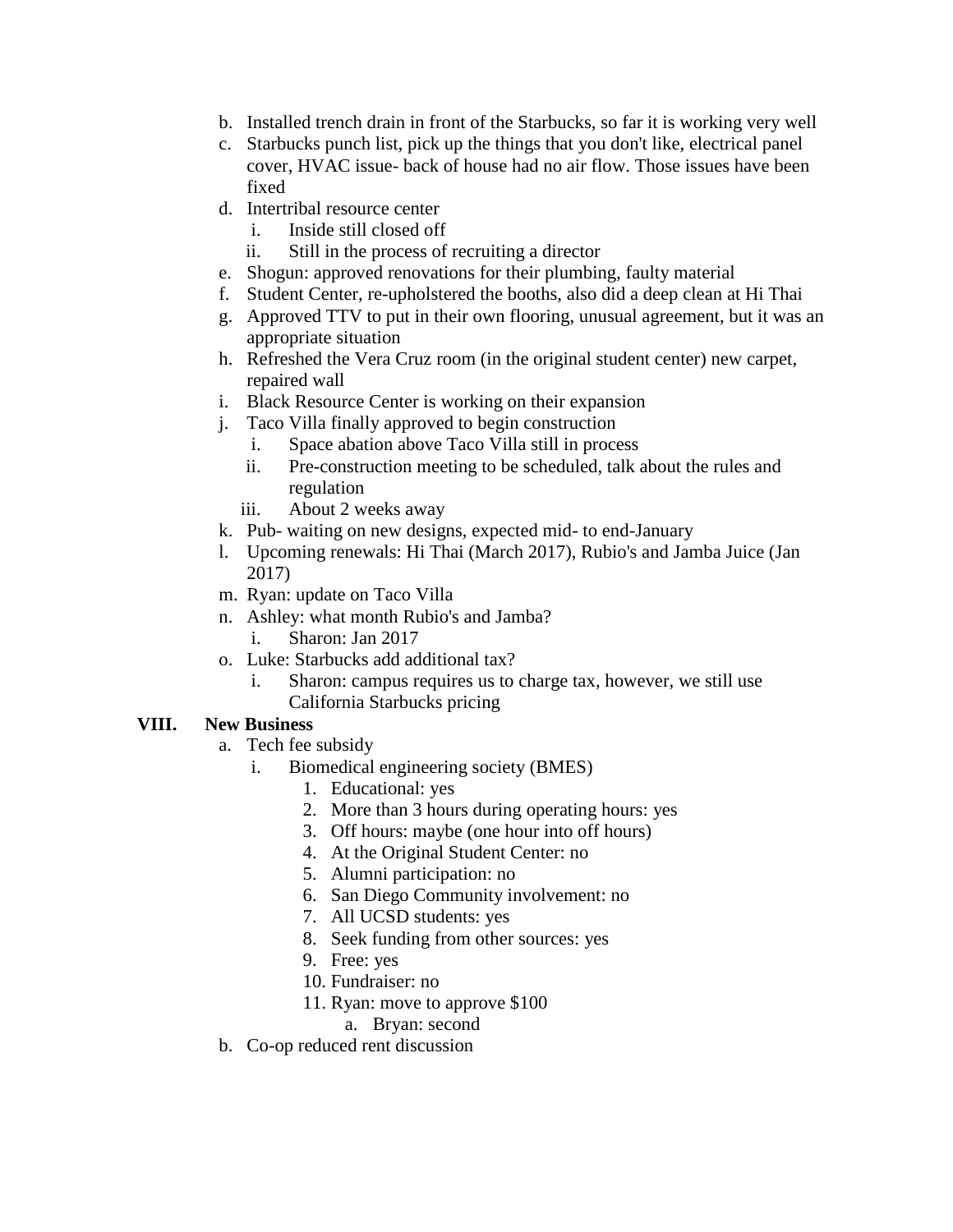b. Installed trench drain in front of the Starbucks, so far it is working very well
c. Starbucks punch list, pick up the things that you don't like, electrical panel cover, HVAC issue- back of house had no air flow. Those issues have been fixed
d. Intertribal resource center
    i. Inside still closed off
    ii. Still in the process of recruiting a director
e. Shogun: approved renovations for their plumbing, faulty material
f. Student Center, re-upholstered the booths, also did a deep clean at Hi Thai
g. Approved TTV to put in their own flooring, unusual agreement, but it was an appropriate situation
h. Refreshed the Vera Cruz room (in the original student center) new carpet, repaired wall
i. Black Resource Center is working on their expansion
j. Taco Villa finally approved to begin construction
    i. Space abation above Taco Villa still in process
    ii. Pre-construction meeting to be scheduled, talk about the rules and regulation
    iii. About 2 weeks away
k. Pub- waiting on new designs, expected mid- to end-January
l. Upcoming renewals: Hi Thai (March 2017), Rubio's and Jamba Juice (Jan 2017)
m. Ryan: update on Taco Villa
n. Ashley: what month Rubio's and Jamba?
    i. Sharon: Jan 2017
o. Luke: Starbucks add additional tax?
    i. Sharon: campus requires us to charge tax, however, we still use California Starbucks pricing

**VIII. New Business**

a. Tech fee subsidy
    i. Biomedical engineering society (BMES)
        1. Educational: yes
        2. More than 3 hours during operating hours: yes
        3. Off hours: maybe (one hour into off hours)
        4. At the Original Student Center: no
        5. Alumni participation: no
        6. San Diego Community involvement: no
        7. All UCSD students: yes
        8. Seek funding from other sources: yes
        9. Free: yes
        10. Fundraiser: no
        11. Ryan: move to approve $100
            a. Bryan: second
b. Co-op reduced rent discussion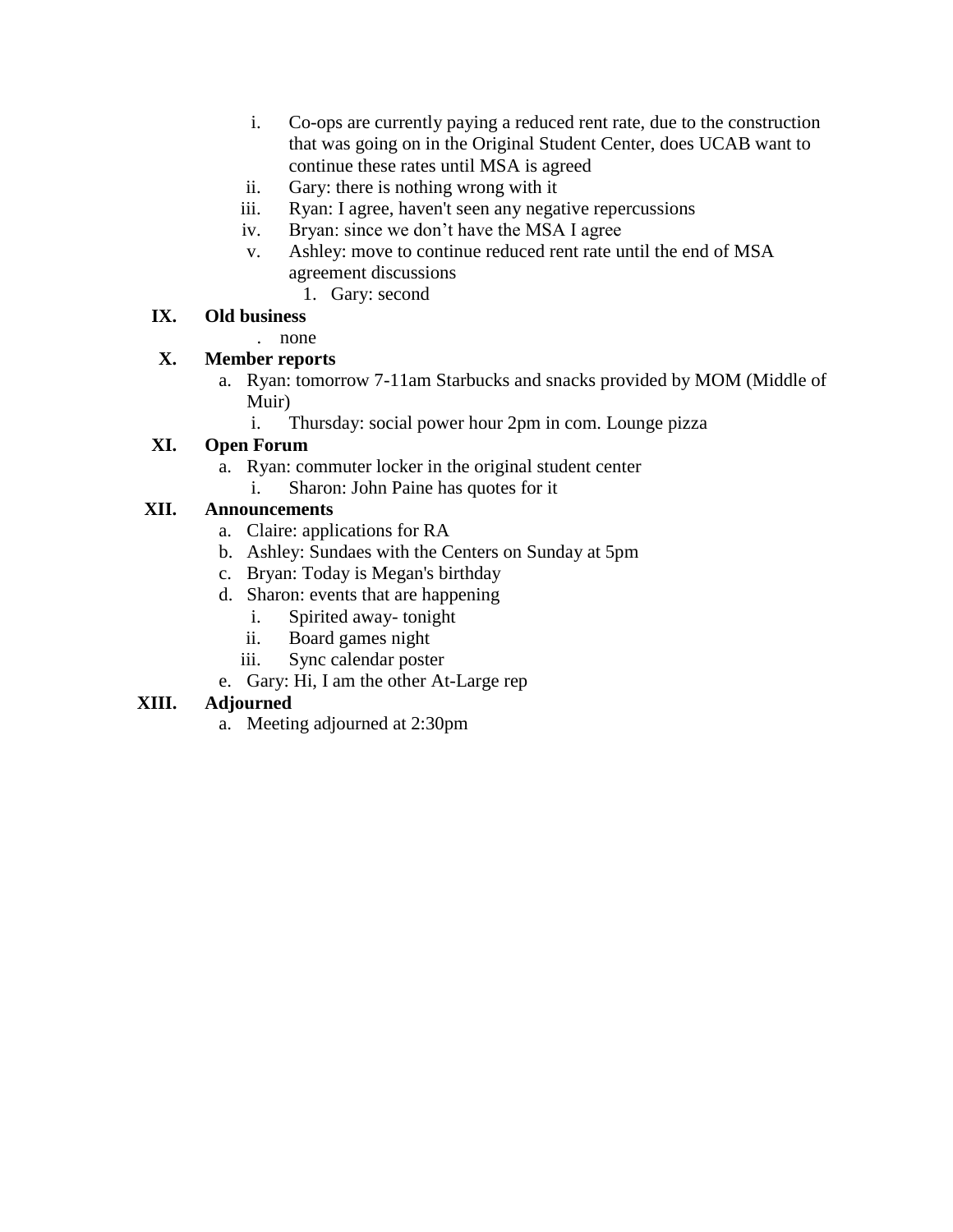i. Co-ops are currently paying a reduced rent rate, due to the construction that was going on in the Original Student Center, does UCAB want to continue these rates until MSA is agreed
   ii. Gary: there is nothing wrong with it
   iii. Ryan: I agree, haven't seen any negative repercussions
   iv. Bryan: since we don't have the MSA I agree
   v. Ashley: move to continue reduced rent rate until the end of MSA agreement discussions
      1. Gary: second

**IX. Old business**

. none

**X. Member reports**

a. Ryan: tomorrow 7-11am Starbucks and snacks provided by MOM (Middle of Muir)
   i. Thursday: social power hour 2pm in com. Lounge pizza

**XI. Open Forum**

a. Ryan: commuter locker in the original student center
   i. Sharon: John Paine has quotes for it

**XII. Announcements**

a. Claire: applications for RA
b. Ashley: Sundaes with the Centers on Sunday at 5pm
c. Bryan: Today is Megan's birthday
d. Sharon: events that are happening
   i. Spirited away- tonight
   ii. Board games night
   iii. Sync calendar poster
e. Gary: Hi, I am the other At-Large rep

**XIII. Adjourned**

a. Meeting adjourned at 2:30pm